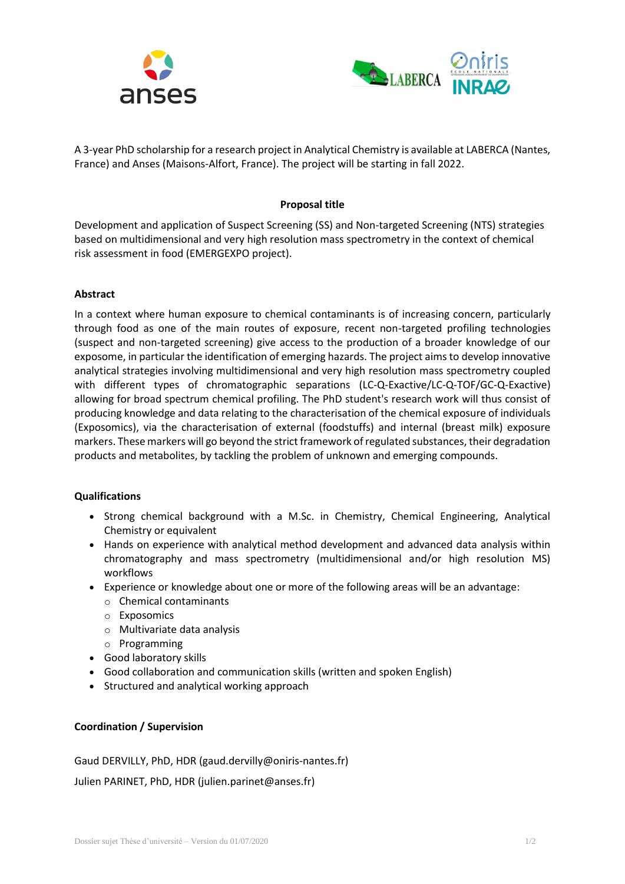A 3-year PhD scholarship for a research project in Analytical Chemistry is available at LABERCA (Nantes, France) and Anses (Maisons-Alfort, France). The project will be starting in fall 2022.

**Proposal title**

Development and application of Suspect Screening (SS) and Non-targeted Screening (NTS) strategies based on multidimensional and very high resolution mass spectrometry in the context of chemical risk assessment in food (EMERGEXPO project).

**Abstract**

In a context where human exposure to chemical contaminants is of increasing concern, particularly through food as one of the main routes of exposure, recent non-targeted profiling technologies (suspect and non-targeted screening) give access to the production of a broader knowledge of our exposome, in particular the identification of emerging hazards. The project aims to develop innovative analytical strategies involving multidimensional and very high resolution mass spectrometry coupled with different types of chromatographic separations (LC-Q-Exactive/LC-Q-TOF/GC-Q-Exactive) allowing for broad spectrum chemical profiling. The PhD student's research work will thus consist of producing knowledge and data relating to the characterisation of the chemical exposure of individuals (Exposomics), via the characterisation of external (foodstuffs) and internal (breast milk) exposure markers. These markers will go beyond the strict framework of regulated substances, their degradation products and metabolites, by tackling the problem of unknown and emerging compounds.

**Qualifications**

- Strong chemical background with a M.Sc. in Chemistry, Chemical Engineering, Analytical Chemistry or equivalent
- Hands on experience with analytical method development and advanced data analysis within chromatography and mass spectrometry (multidimensional and/or high resolution MS) workflows
- Experience or knowledge about one or more of the following areas will be an advantage:
  - Chemical contaminants
  - Exposomics
  - Multivariate data analysis
  - Programming
- Good laboratory skills
- Good collaboration and communication skills (written and spoken English)
- Structured and analytical working approach

**Coordination / Supervision**

Gaud DERVILLY, PhD, HDR (gaud.dervilly@oniris-nantes.fr)

Julien PARINET, PhD, HDR (julien.parinet@anses.fr)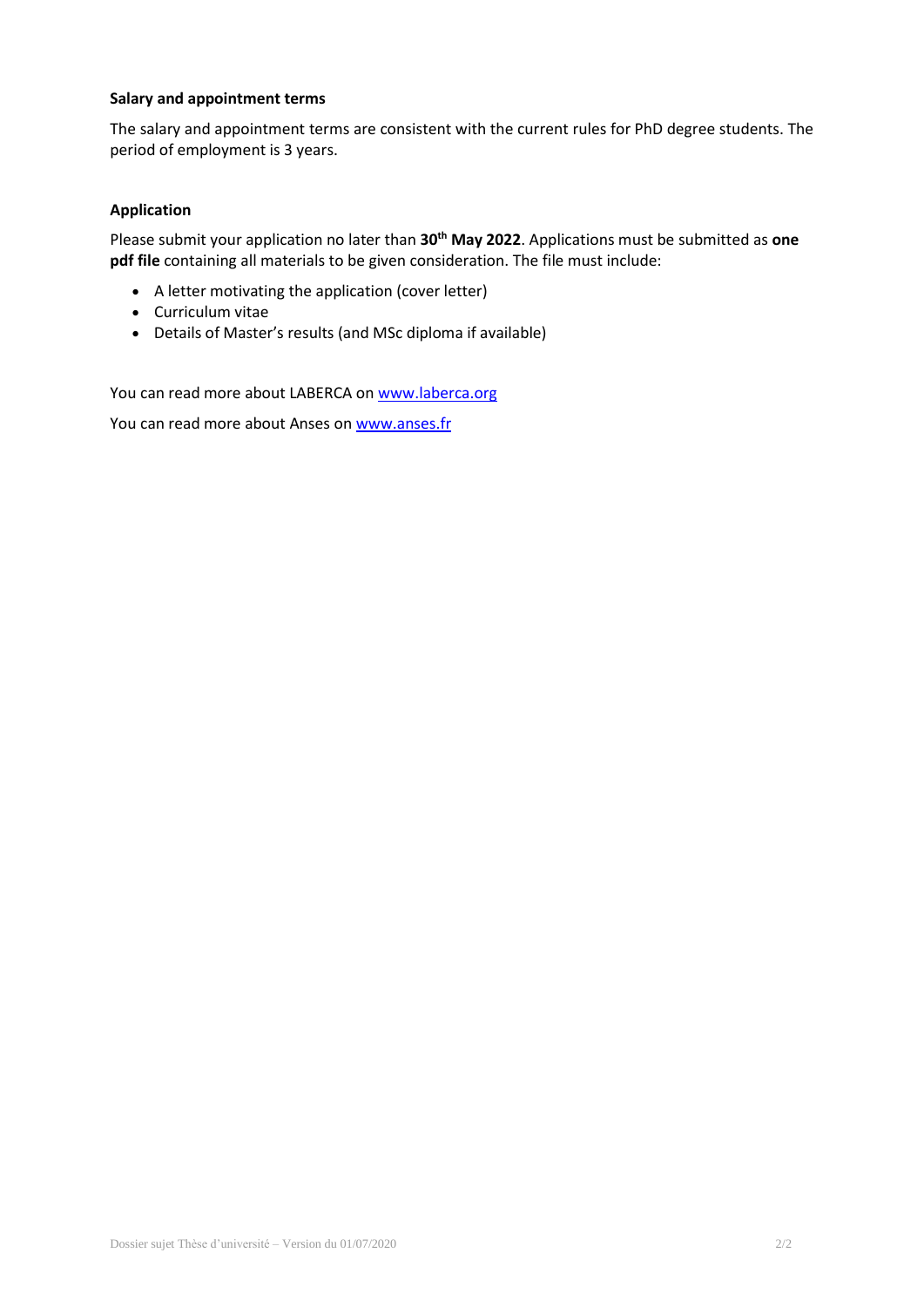**Salary and appointment terms**

The salary and appointment terms are consistent with the current rules for PhD degree students. The period of employment is 3 years.

**Application**

Please submit your application no later than **30th May 2022**. Applications must be submitted as **one pdf file** containing all materials to be given consideration. The file must include:

- A letter motivating the application (cover letter)
- Curriculum vitae
- Details of Master's results (and MSc diploma if available)

You can read more about LABERCA on www.laberca.org

You can read more about Anses on www.anses.fr